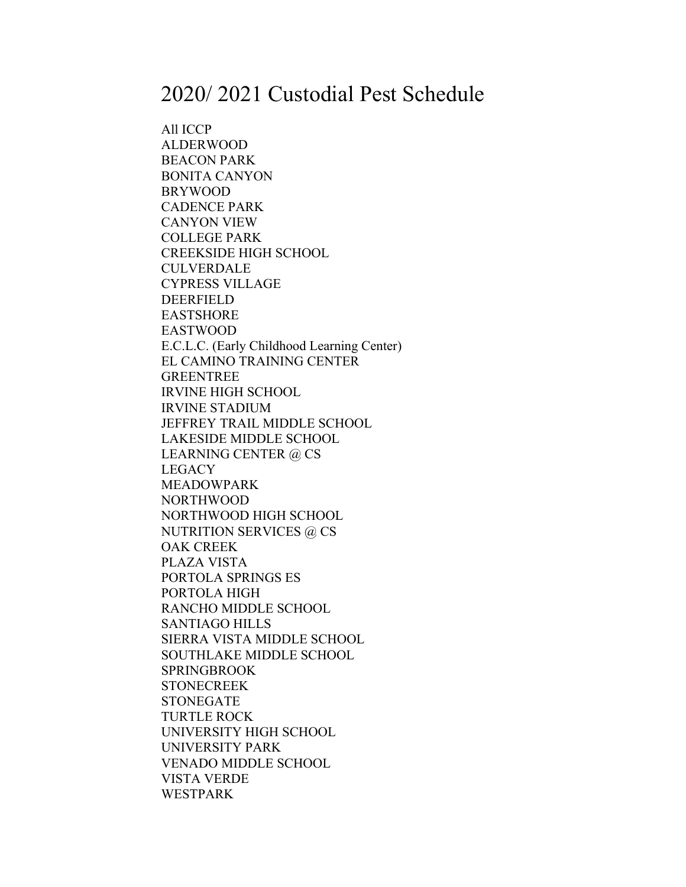# 2020/ 2021 Custodial Pest Schedule

All ICCP
ALDERWOOD
BEACON PARK
BONITA CANYON
BRYWOOD
CADENCE PARK
CANYON VIEW
COLLEGE PARK
CREEKSIDE HIGH SCHOOL
CULVERDALE
CYPRESS VILLAGE
DEERFIELD
EASTSHORE
EASTWOOD
E.C.L.C. (Early Childhood Learning Center)
EL CAMINO TRAINING CENTER
GREENTREE
IRVINE HIGH SCHOOL
IRVINE STADIUM
JEFFREY TRAIL MIDDLE SCHOOL
LAKESIDE MIDDLE SCHOOL
LEARNING CENTER @ CS
LEGACY
MEADOWPARK
NORTHWOOD
NORTHWOOD HIGH SCHOOL
NUTRITION SERVICES @ CS
OAK CREEK
PLAZA VISTA
PORTOLA SPRINGS ES
PORTOLA HIGH
RANCHO MIDDLE SCHOOL
SANTIAGO HILLS
SIERRA VISTA MIDDLE SCHOOL
SOUTHLAKE MIDDLE SCHOOL
SPRINGBROOK
STONECREEK
STONEGATE
TURTLE ROCK
UNIVERSITY HIGH SCHOOL
UNIVERSITY PARK
VENADO MIDDLE SCHOOL
VISTA VERDE
WESTPARK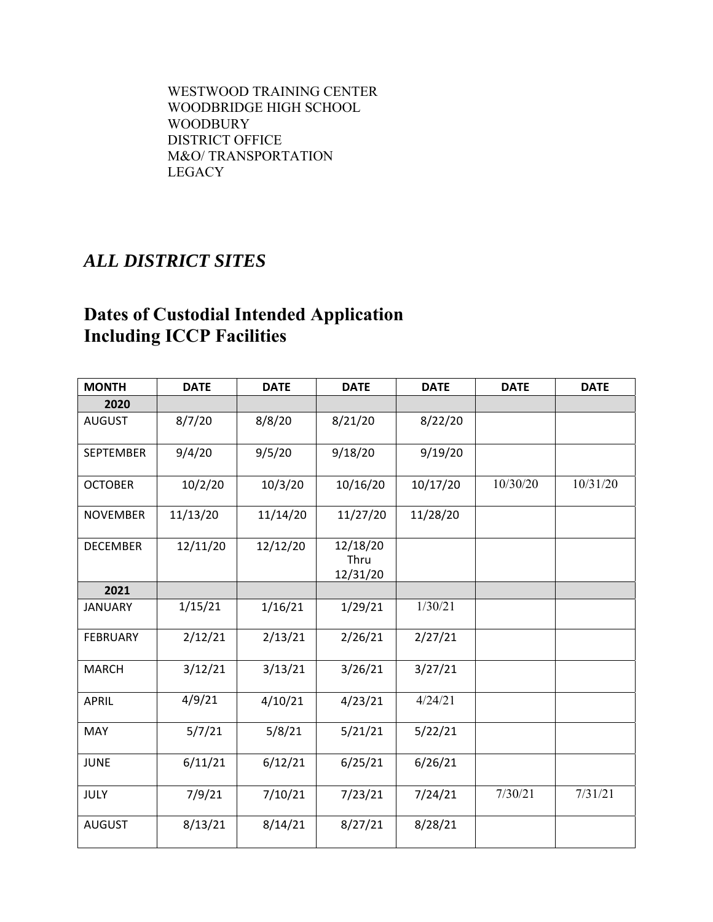WESTWOOD TRAINING CENTER
WOODBRIDGE HIGH SCHOOL
WOODBURY
DISTRICT OFFICE
M&O/ TRANSPORTATION
LEGACY

## *ALL DISTRICT SITES*

## Dates of Custodial Intended Application Including ICCP Facilities

| MONTH | DATE | DATE | DATE | DATE | DATE | DATE |
|---|---|---|---|---|---|---|
| **2020** | | | | | | |
| AUGUST | 8/7/20 | 8/8/20 | 8/21/20 | 8/22/20 | | |
| SEPTEMBER | 9/4/20 | 9/5/20 | 9/18/20 | 9/19/20 | | |
| OCTOBER | 10/2/20 | 10/3/20 | 10/16/20 | 10/17/20 | 10/30/20 | 10/31/20 |
| NOVEMBER | 11/13/20 | 11/14/20 | 11/27/20 | 11/28/20 | | |
| DECEMBER | 12/11/20 | 12/12/20 | 12/18/20 Thru 12/31/20 | | | |
| **2021** | | | | | | |
| JANUARY | 1/15/21 | 1/16/21 | 1/29/21 | 1/30/21 | | |
| FEBRUARY | 2/12/21 | 2/13/21 | 2/26/21 | 2/27/21 | | |
| MARCH | 3/12/21 | 3/13/21 | 3/26/21 | 3/27/21 | | |
| APRIL | 4/9/21 | 4/10/21 | 4/23/21 | 4/24/21 | | |
| MAY | 5/7/21 | 5/8/21 | 5/21/21 | 5/22/21 | | |
| JUNE | 6/11/21 | 6/12/21 | 6/25/21 | 6/26/21 | | |
| JULY | 7/9/21 | 7/10/21 | 7/23/21 | 7/24/21 | 7/30/21 | 7/31/21 |
| AUGUST | 8/13/21 | 8/14/21 | 8/27/21 | 8/28/21 | | |